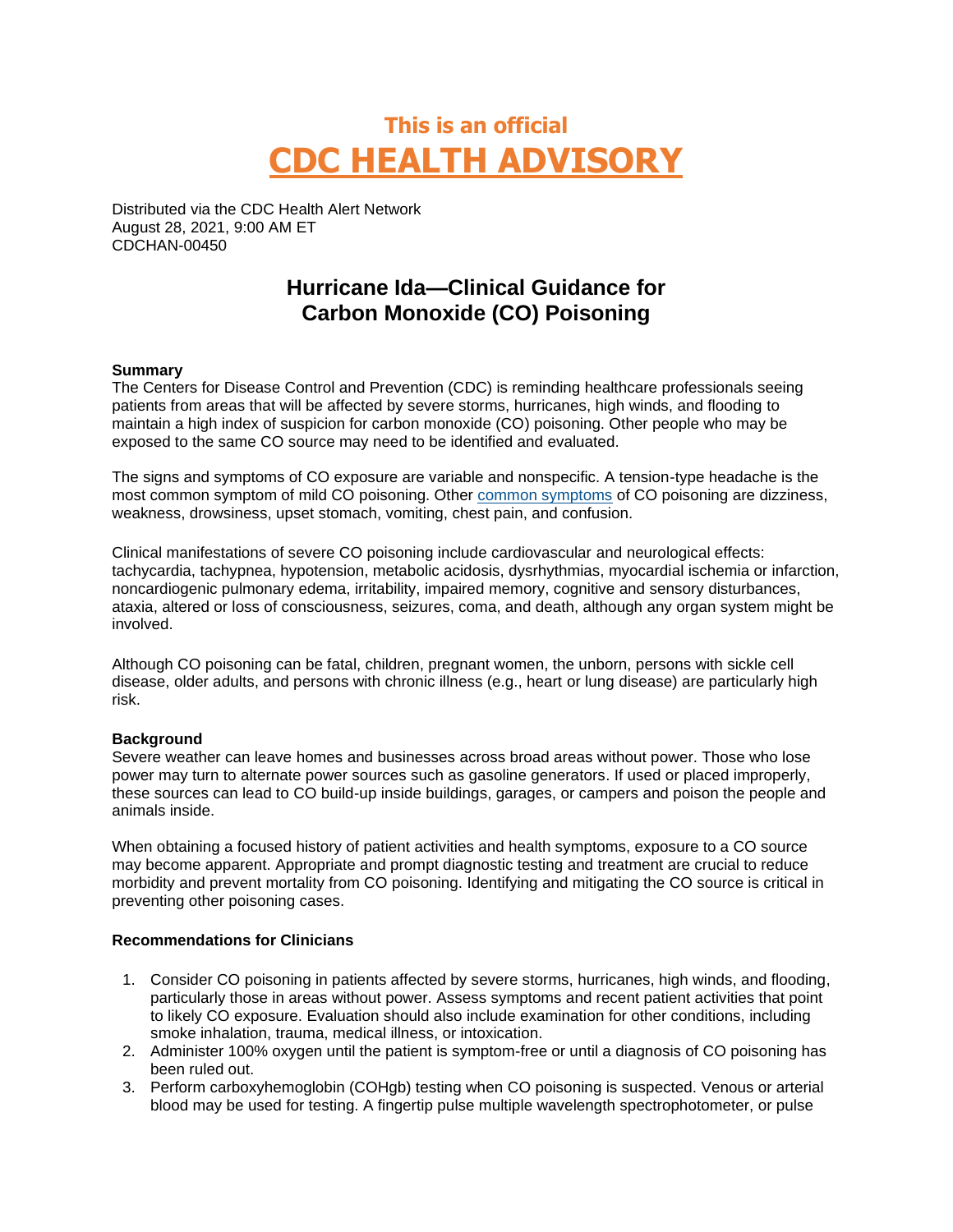# This is an official

# CDC HEALTH ADVISORY

Distributed via the CDC Health Alert Network
August 28, 2021, 9:00 AM ET
CDCHAN-00450

## Hurricane Ida—Clinical Guidance for Carbon Monoxide (CO) Poisoning

**Summary**

The Centers for Disease Control and Prevention (CDC) is reminding healthcare professionals seeing patients from areas that will be affected by severe storms, hurricanes, high winds, and flooding to maintain a high index of suspicion for carbon monoxide (CO) poisoning. Other people who may be exposed to the same CO source may need to be identified and evaluated.

The signs and symptoms of CO exposure are variable and nonspecific. A tension-type headache is the most common symptom of mild CO poisoning. Other common symptoms of CO poisoning are dizziness, weakness, drowsiness, upset stomach, vomiting, chest pain, and confusion.

Clinical manifestations of severe CO poisoning include cardiovascular and neurological effects: tachycardia, tachypnea, hypotension, metabolic acidosis, dysrhythmias, myocardial ischemia or infarction, noncardiogenic pulmonary edema, irritability, impaired memory, cognitive and sensory disturbances, ataxia, altered or loss of consciousness, seizures, coma, and death, although any organ system might be involved.

Although CO poisoning can be fatal, children, pregnant women, the unborn, persons with sickle cell disease, older adults, and persons with chronic illness (e.g., heart or lung disease) are particularly high risk.

**Background**

Severe weather can leave homes and businesses across broad areas without power. Those who lose power may turn to alternate power sources such as gasoline generators. If used or placed improperly, these sources can lead to CO build-up inside buildings, garages, or campers and poison the people and animals inside.

When obtaining a focused history of patient activities and health symptoms, exposure to a CO source may become apparent. Appropriate and prompt diagnostic testing and treatment are crucial to reduce morbidity and prevent mortality from CO poisoning. Identifying and mitigating the CO source is critical in preventing other poisoning cases.

**Recommendations for Clinicians**

1. Consider CO poisoning in patients affected by severe storms, hurricanes, high winds, and flooding, particularly those in areas without power. Assess symptoms and recent patient activities that point to likely CO exposure. Evaluation should also include examination for other conditions, including smoke inhalation, trauma, medical illness, or intoxication.
2. Administer 100% oxygen until the patient is symptom-free or until a diagnosis of CO poisoning has been ruled out.
3. Perform carboxyhemoglobin (COHgb) testing when CO poisoning is suspected. Venous or arterial blood may be used for testing. A fingertip pulse multiple wavelength spectrophotometer, or pulse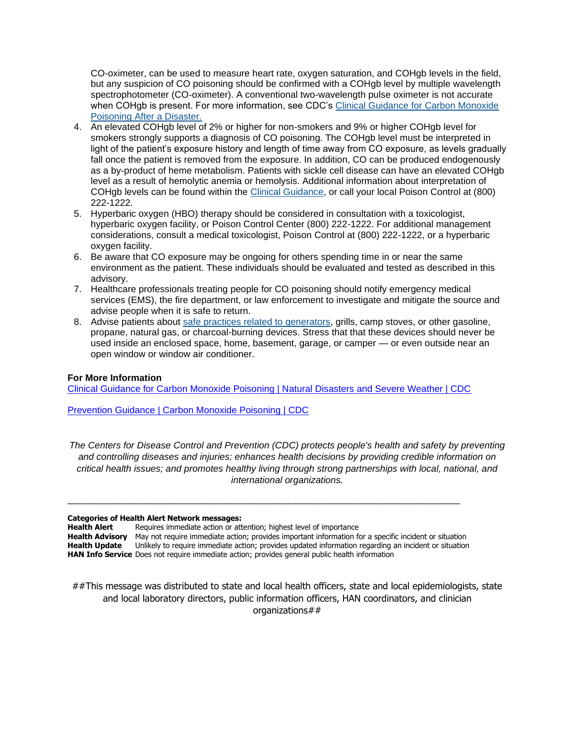CO-oximeter, can be used to measure heart rate, oxygen saturation, and COHgb levels in the field, but any suspicion of CO poisoning should be confirmed with a COHgb level by multiple wavelength spectrophotometer (CO-oximeter). A conventional two-wavelength pulse oximeter is not accurate when COHgb is present. For more information, see CDC's [Clinical Guidance for Carbon Monoxide Poisoning After a Disaster.]()

4. An elevated COHgb level of 2% or higher for non-smokers and 9% or higher COHgb level for smokers strongly supports a diagnosis of CO poisoning. The COHgb level must be interpreted in light of the patient's exposure history and length of time away from CO exposure, as levels gradually fall once the patient is removed from the exposure. In addition, CO can be produced endogenously as a by-product of heme metabolism. Patients with sickle cell disease can have an elevated COHgb level as a result of hemolytic anemia or hemolysis. Additional information about interpretation of COHgb levels can be found within the [Clinical Guidance](), or call your local Poison Control at (800) 222-1222.
5. Hyperbaric oxygen (HBO) therapy should be considered in consultation with a toxicologist, hyperbaric oxygen facility, or Poison Control Center (800) 222-1222. For additional management considerations, consult a medical toxicologist, Poison Control at (800) 222-1222, or a hyperbaric oxygen facility.
6. Be aware that CO exposure may be ongoing for others spending time in or near the same environment as the patient. These individuals should be evaluated and tested as described in this advisory.
7. Healthcare professionals treating people for CO poisoning should notify emergency medical services (EMS), the fire department, or law enforcement to investigate and mitigate the source and advise people when it is safe to return.
8. Advise patients about [safe practices related to generators](), grills, camp stoves, or other gasoline, propane, natural gas, or charcoal-burning devices. Stress that that these devices should never be used inside an enclosed space, home, basement, garage, or camper — or even outside near an open window or window air conditioner.

**For More Information**

[Clinical Guidance for Carbon Monoxide Poisoning | Natural Disasters and Severe Weather | CDC]()

[Prevention Guidance | Carbon Monoxide Poisoning | CDC]()

*The Centers for Disease Control and Prevention (CDC) protects people's health and safety by preventing and controlling diseases and injuries; enhances health decisions by providing credible information on critical health issues; and promotes healthy living through strong partnerships with local, national, and international organizations.*

---

**Categories of Health Alert Network messages:**

**Health Alert** Requires immediate action or attention; highest level of importance
**Health Advisory** May not require immediate action; provides important information for a specific incident or situation
**Health Update** Unlikely to require immediate action; provides updated information regarding an incident or situation
**HAN Info Service** Does not require immediate action; provides general public health information

##This message was distributed to state and local health officers, state and local epidemiologists, state and local laboratory directors, public information officers, HAN coordinators, and clinician organizations##